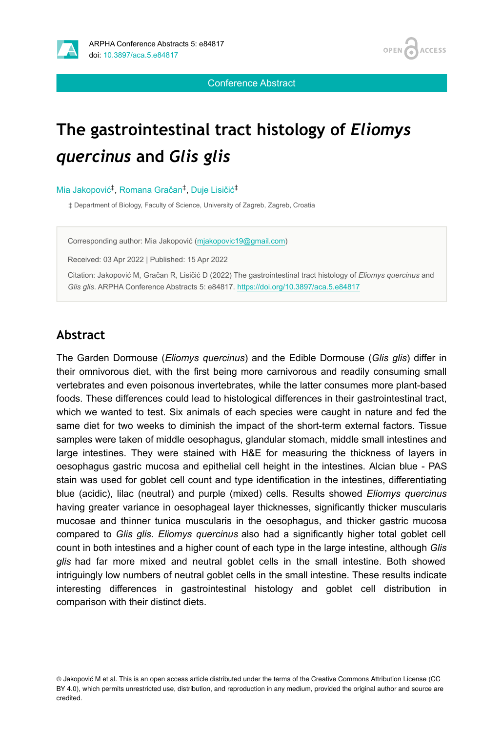Conference Abstract

# The gastrointestinal tract histology of *Eliomys quercinus* and *Glis glis*

Mia Jakopović[‡], Romana Gračan[‡], Duje Lisičić[‡]

‡ Department of Biology, Faculty of Science, University of Zagreb, Zagreb, Croatia

Corresponding author: Mia Jakopović (mjakopovic19@gmail.com)

Received: 03 Apr 2022 | Published: 15 Apr 2022

Citation: Jakopović M, Gračan R, Lisičić D (2022) The gastrointestinal tract histology of *Eliomys quercinus* and *Glis glis*. ARPHA Conference Abstracts 5: e84817. https://doi.org/10.3897/aca.5.e84817

## Abstract

The Garden Dormouse (*Eliomys quercinus*) and the Edible Dormouse (*Glis glis*) differ in their omnivorous diet, with the first being more carnivorous and readily consuming small vertebrates and even poisonous invertebrates, while the latter consumes more plant-based foods. These differences could lead to histological differences in their gastrointestinal tract, which we wanted to test. Six animals of each species were caught in nature and fed the same diet for two weeks to diminish the impact of the short-term external factors. Tissue samples were taken of middle oesophagus, glandular stomach, middle small intestines and large intestines. They were stained with H&E for measuring the thickness of layers in oesophagus gastric mucosa and epithelial cell height in the intestines. Alcian blue - PAS stain was used for goblet cell count and type identification in the intestines, differentiating blue (acidic), lilac (neutral) and purple (mixed) cells. Results showed *Eliomys quercinus* having greater variance in oesophageal layer thicknesses, significantly thicker muscularis mucosae and thinner tunica muscularis in the oesophagus, and thicker gastric mucosa compared to *Glis glis*. *Eliomys quercinus* also had a significantly higher total goblet cell count in both intestines and a higher count of each type in the large intestine, although *Glis glis* had far more mixed and neutral goblet cells in the small intestine. Both showed intriguingly low numbers of neutral goblet cells in the small intestine. These results indicate interesting differences in gastrointestinal histology and goblet cell distribution in comparison with their distinct diets.

© Jakopović M et al. This is an open access article distributed under the terms of the Creative Commons Attribution License (CC BY 4.0), which permits unrestricted use, distribution, and reproduction in any medium, provided the original author and source are credited.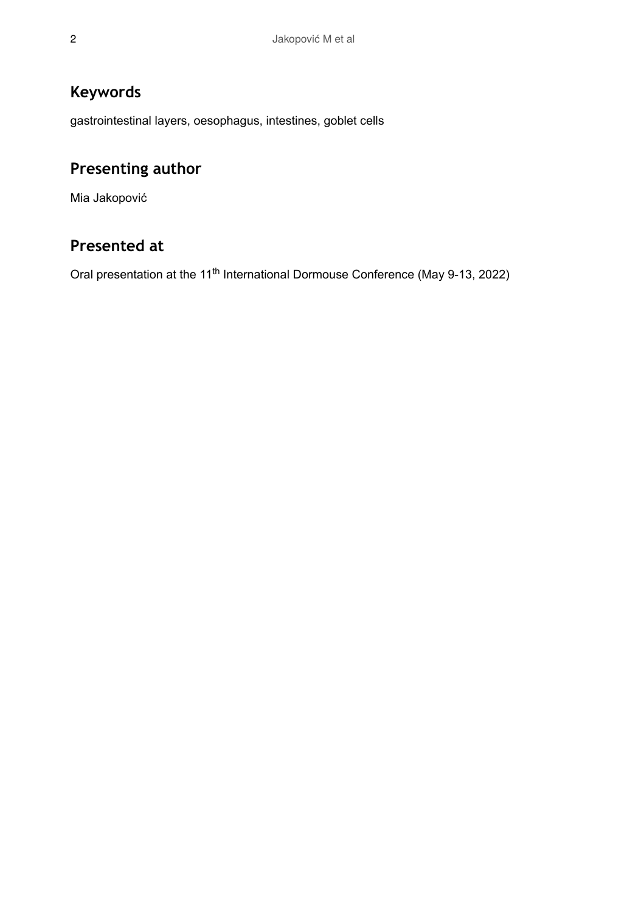## Keywords

gastrointestinal layers, oesophagus, intestines, goblet cells

## Presenting author

Mia Jakopović

## Presented at

Oral presentation at the 11th International Dormouse Conference (May 9-13, 2022)